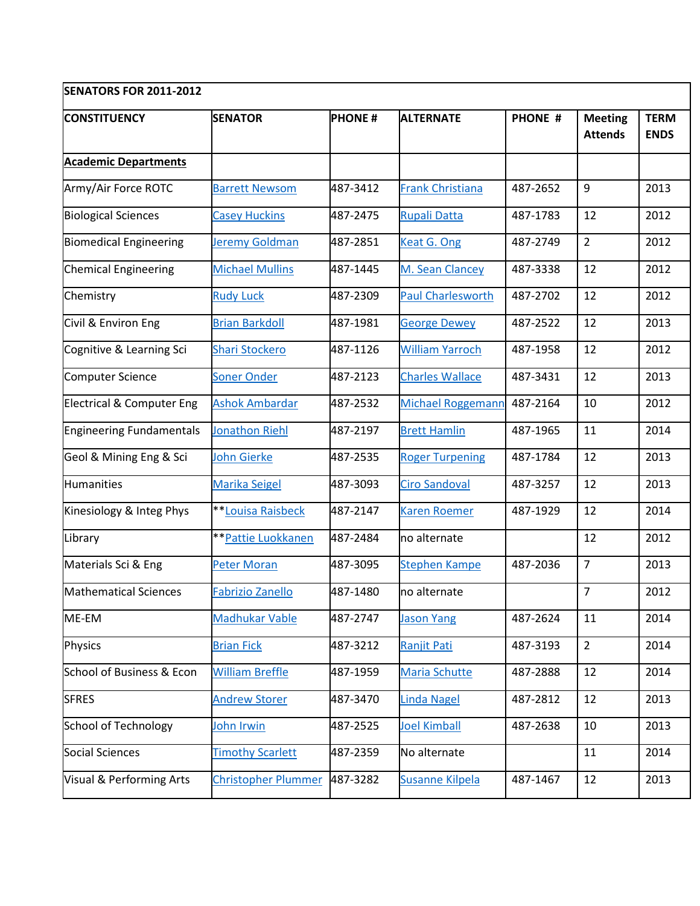| SENATORS FOR 2011-2012 | | | | | | |
|---|---|---|---|---|---|---|
| **CONSTITUENCY** | **SENATOR** | **PHONE #** | **ALTERNATE** | **PHONE #** | **Meeting Attends** | **TERM ENDS** |
| **Academic Departments** | | | | | | |
| Army/Air Force ROTC | Barrett Newsom | 487-3412 | Frank Christiana | 487-2652 | 9 | 2013 |
| Biological Sciences | Casey Huckins | 487-2475 | Rupali Datta | 487-1783 | 12 | 2012 |
| Biomedical Engineering | Jeremy Goldman | 487-2851 | Keat G. Ong | 487-2749 | 2 | 2012 |
| Chemical Engineering | Michael Mullins | 487-1445 | M. Sean Clancey | 487-3338 | 12 | 2012 |
| Chemistry | Rudy Luck | 487-2309 | Paul Charlesworth | 487-2702 | 12 | 2012 |
| Civil & Environ Eng | Brian Barkdoll | 487-1981 | George Dewey | 487-2522 | 12 | 2013 |
| Cognitive & Learning Sci | Shari Stockero | 487-1126 | William Yarroch | 487-1958 | 12 | 2012 |
| Computer Science | Soner Onder | 487-2123 | Charles Wallace | 487-3431 | 12 | 2013 |
| Electrical & Computer Eng | Ashok Ambardar | 487-2532 | Michael Roggemann | 487-2164 | 10 | 2012 |
| Engineering Fundamentals | Jonathon Riehl | 487-2197 | Brett Hamlin | 487-1965 | 11 | 2014 |
| Geol & Mining Eng & Sci | John Gierke | 487-2535 | Roger Turpening | 487-1784 | 12 | 2013 |
| Humanities | Marika Seigel | 487-3093 | Ciro Sandoval | 487-3257 | 12 | 2013 |
| Kinesiology & Integ Phys | **Louisa Raisbeck | 487-2147 | Karen Roemer | 487-1929 | 12 | 2014 |
| Library | **Pattie Luokkanen | 487-2484 | no alternate | | 12 | 2012 |
| Materials Sci & Eng | Peter Moran | 487-3095 | Stephen Kampe | 487-2036 | 7 | 2013 |
| Mathematical Sciences | Fabrizio Zanello | 487-1480 | no alternate | | 7 | 2012 |
| ME-EM | Madhukar Vable | 487-2747 | Jason Yang | 487-2624 | 11 | 2014 |
| Physics | Brian Fick | 487-3212 | Ranjit Pati | 487-3193 | 2 | 2014 |
| School of Business & Econ | William Breffle | 487-1959 | Maria Schutte | 487-2888 | 12 | 2014 |
| SFRES | Andrew Storer | 487-3470 | Linda Nagel | 487-2812 | 12 | 2013 |
| School of Technology | John Irwin | 487-2525 | Joel Kimball | 487-2638 | 10 | 2013 |
| Social Sciences | Timothy Scarlett | 487-2359 | No alternate | | 11 | 2014 |
| Visual & Performing Arts | Christopher Plummer | 487-3282 | Susanne Kilpela | 487-1467 | 12 | 2013 |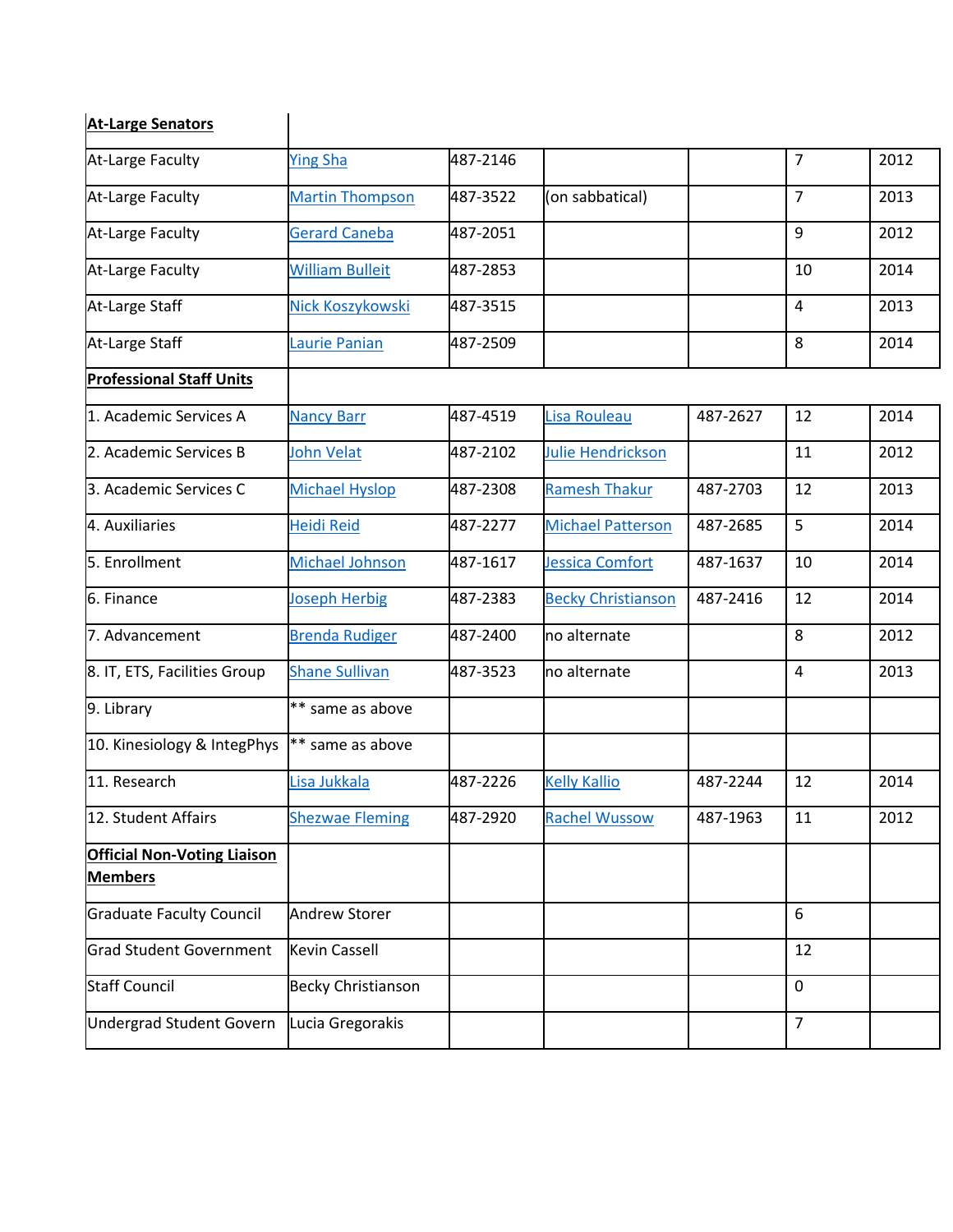| | | | | | | |
|---|---|---|---|---|---|---|
| **At-Large Senators** | | | | | | |
| At-Large Faculty | Ying Sha | 487-2146 | | | 7 | 2012 |
| At-Large Faculty | Martin Thompson | 487-3522 | (on sabbatical) | | 7 | 2013 |
| At-Large Faculty | Gerard Caneba | 487-2051 | | | 9 | 2012 |
| At-Large Faculty | William Bulleit | 487-2853 | | | 10 | 2014 |
| At-Large Staff | Nick Koszykowski | 487-3515 | | | 4 | 2013 |
| At-Large Staff | Laurie Panian | 487-2509 | | | 8 | 2014 |
| **Professional Staff Units** | | | | | | |
| 1. Academic Services A | Nancy Barr | 487-4519 | Lisa Rouleau | 487-2627 | 12 | 2014 |
| 2. Academic Services B | John Velat | 487-2102 | Julie Hendrickson | | 11 | 2012 |
| 3. Academic Services C | Michael Hyslop | 487-2308 | Ramesh Thakur | 487-2703 | 12 | 2013 |
| 4. Auxiliaries | Heidi Reid | 487-2277 | Michael Patterson | 487-2685 | 5 | 2014 |
| 5. Enrollment | Michael Johnson | 487-1617 | Jessica Comfort | 487-1637 | 10 | 2014 |
| 6. Finance | Joseph Herbig | 487-2383 | Becky Christianson | 487-2416 | 12 | 2014 |
| 7. Advancement | Brenda Rudiger | 487-2400 | no alternate | | 8 | 2012 |
| 8. IT, ETS, Facilities Group | Shane Sullivan | 487-3523 | no alternate | | 4 | 2013 |
| 9. Library | ** same as above | | | | | |
| 10. Kinesiology & IntegPhys | ** same as above | | | | | |
| 11. Research | Lisa Jukkala | 487-2226 | Kelly Kallio | 487-2244 | 12 | 2014 |
| 12. Student Affairs | Shezwae Fleming | 487-2920 | Rachel Wussow | 487-1963 | 11 | 2012 |
| **Official Non-Voting Liaison Members** | | | | | | |
| Graduate Faculty Council | Andrew Storer | | | | 6 | |
| Grad Student Government | Kevin Cassell | | | | 12 | |
| Staff Council | Becky Christianson | | | | 0 | |
| Undergrad Student Govern | Lucia Gregorakis | | | | 7 | |